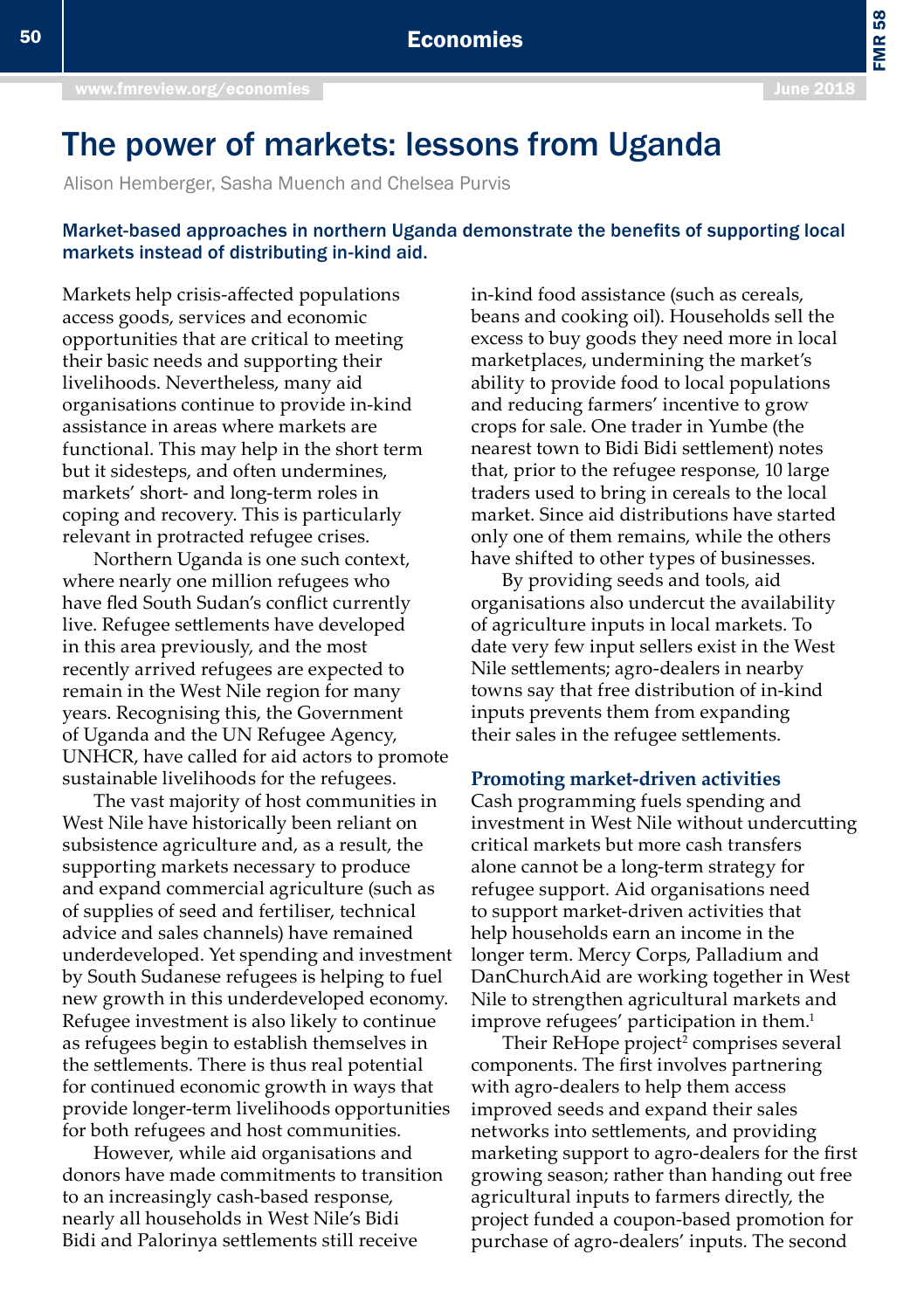# The power of markets: lessons from Uganda

Alison Hemberger, Sasha Muench and Chelsea Purvis

**Market-based approaches in northern Uganda demonstrate the benefits of supporting local markets instead of distributing in-kind aid.**

Markets help crisis-affected populations access goods, services and economic opportunities that are critical to meeting their basic needs and supporting their livelihoods. Nevertheless, many aid organisations continue to provide in-kind assistance in areas where markets are functional. This may help in the short term but it sidesteps, and often undermines, markets' short- and long-term roles in coping and recovery. This is particularly relevant in protracted refugee crises.

Northern Uganda is one such context, where nearly one million refugees who have fled South Sudan's conflict currently live. Refugee settlements have developed in this area previously, and the most recently arrived refugees are expected to remain in the West Nile region for many years. Recognising this, the Government of Uganda and the UN Refugee Agency, UNHCR, have called for aid actors to promote sustainable livelihoods for the refugees.

The vast majority of host communities in West Nile have historically been reliant on subsistence agriculture and, as a result, the supporting markets necessary to produce and expand commercial agriculture (such as of supplies of seed and fertiliser, technical advice and sales channels) have remained underdeveloped. Yet spending and investment by South Sudanese refugees is helping to fuel new growth in this underdeveloped economy. Refugee investment is also likely to continue as refugees begin to establish themselves in the settlements. There is thus real potential for continued economic growth in ways that provide longer-term livelihoods opportunities for both refugees and host communities.

However, while aid organisations and donors have made commitments to transition to an increasingly cash-based response, nearly all households in West Nile's Bidi Bidi and Palorinya settlements still receive in-kind food assistance (such as cereals, beans and cooking oil). Households sell the excess to buy goods they need more in local marketplaces, undermining the market's ability to provide food to local populations and reducing farmers' incentive to grow crops for sale. One trader in Yumbe (the nearest town to Bidi Bidi settlement) notes that, prior to the refugee response, 10 large traders used to bring in cereals to the local market. Since aid distributions have started only one of them remains, while the others have shifted to other types of businesses.

By providing seeds and tools, aid organisations also undercut the availability of agriculture inputs in local markets. To date very few input sellers exist in the West Nile settlements; agro-dealers in nearby towns say that free distribution of in-kind inputs prevents them from expanding their sales in the refugee settlements.

## Promoting market-driven activities

Cash programming fuels spending and investment in West Nile without undercutting critical markets but more cash transfers alone cannot be a long-term strategy for refugee support. Aid organisations need to support market-driven activities that help households earn an income in the longer term. Mercy Corps, Palladium and DanChurchAid are working together in West Nile to strengthen agricultural markets and improve refugees' participation in them.[1]

Their ReHope project[2] comprises several components. The first involves partnering with agro-dealers to help them access improved seeds and expand their sales networks into settlements, and providing marketing support to agro-dealers for the first growing season; rather than handing out free agricultural inputs to farmers directly, the project funded a coupon-based promotion for purchase of agro-dealers' inputs. The second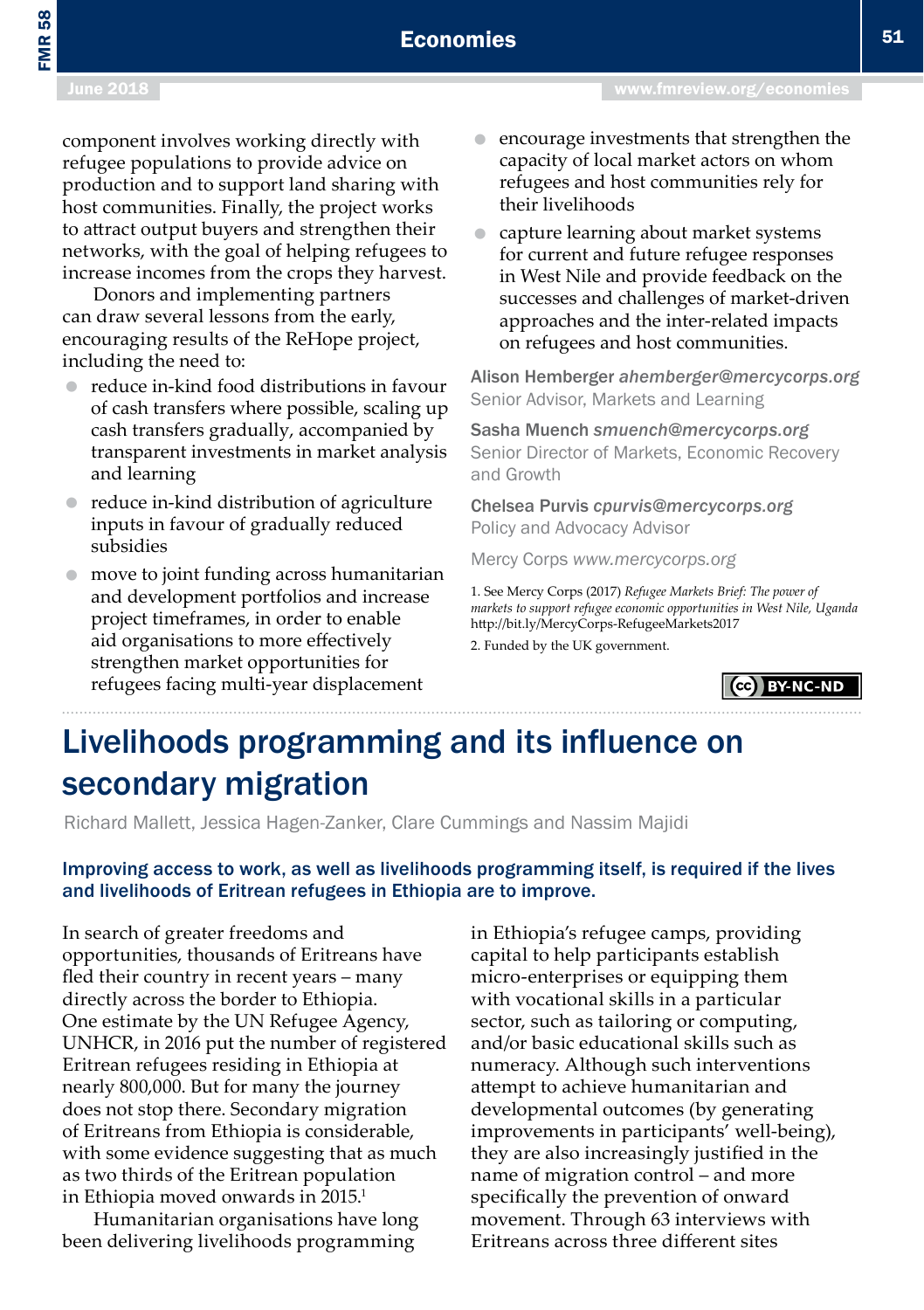component involves working directly with refugee populations to provide advice on production and to support land sharing with host communities. Finally, the project works to attract output buyers and strengthen their networks, with the goal of helping refugees to increase incomes from the crops they harvest.

Donors and implementing partners can draw several lessons from the early, encouraging results of the ReHope project, including the need to:

- reduce in-kind food distributions in favour of cash transfers where possible, scaling up cash transfers gradually, accompanied by transparent investments in market analysis and learning
- reduce in-kind distribution of agriculture inputs in favour of gradually reduced subsidies
- move to joint funding across humanitarian and development portfolios and increase project timeframes, in order to enable aid organisations to more effectively strengthen market opportunities for refugees facing multi-year displacement
- encourage investments that strengthen the capacity of local market actors on whom refugees and host communities rely for their livelihoods
- capture learning about market systems for current and future refugee responses in West Nile and provide feedback on the successes and challenges of market-driven approaches and the inter-related impacts on refugees and host communities.

**Alison Hemberger** *ahemberger@mercycorps.org*
Senior Advisor, Markets and Learning

**Sasha Muench** *smuench@mercycorps.org*
Senior Director of Markets, Economic Recovery and Growth

**Chelsea Purvis** *cpurvis@mercycorps.org*
Policy and Advocacy Advisor

Mercy Corps *www.mercycorps.org*

1. See Mercy Corps (2017) *Refugee Markets Brief: The power of markets to support refugee economic opportunities in West Nile, Uganda* http://bit.ly/MercyCorps-RefugeeMarkets2017

2. Funded by the UK government.

# Livelihoods programming and its influence on secondary migration

Richard Mallett, Jessica Hagen-Zanker, Clare Cummings and Nassim Majidi

**Improving access to work, as well as livelihoods programming itself, is required if the lives and livelihoods of Eritrean refugees in Ethiopia are to improve.**

In search of greater freedoms and opportunities, thousands of Eritreans have fled their country in recent years – many directly across the border to Ethiopia. One estimate by the UN Refugee Agency, UNHCR, in 2016 put the number of registered Eritrean refugees residing in Ethiopia at nearly 800,000. But for many the journey does not stop there. Secondary migration of Eritreans from Ethiopia is considerable, with some evidence suggesting that as much as two thirds of the Eritrean population in Ethiopia moved onwards in 2015.[1]

Humanitarian organisations have long been delivering livelihoods programming in Ethiopia's refugee camps, providing capital to help participants establish micro-enterprises or equipping them with vocational skills in a particular sector, such as tailoring or computing, and/or basic educational skills such as numeracy. Although such interventions attempt to achieve humanitarian and developmental outcomes (by generating improvements in participants' well-being), they are also increasingly justified in the name of migration control – and more specifically the prevention of onward movement. Through 63 interviews with Eritreans across three different sites